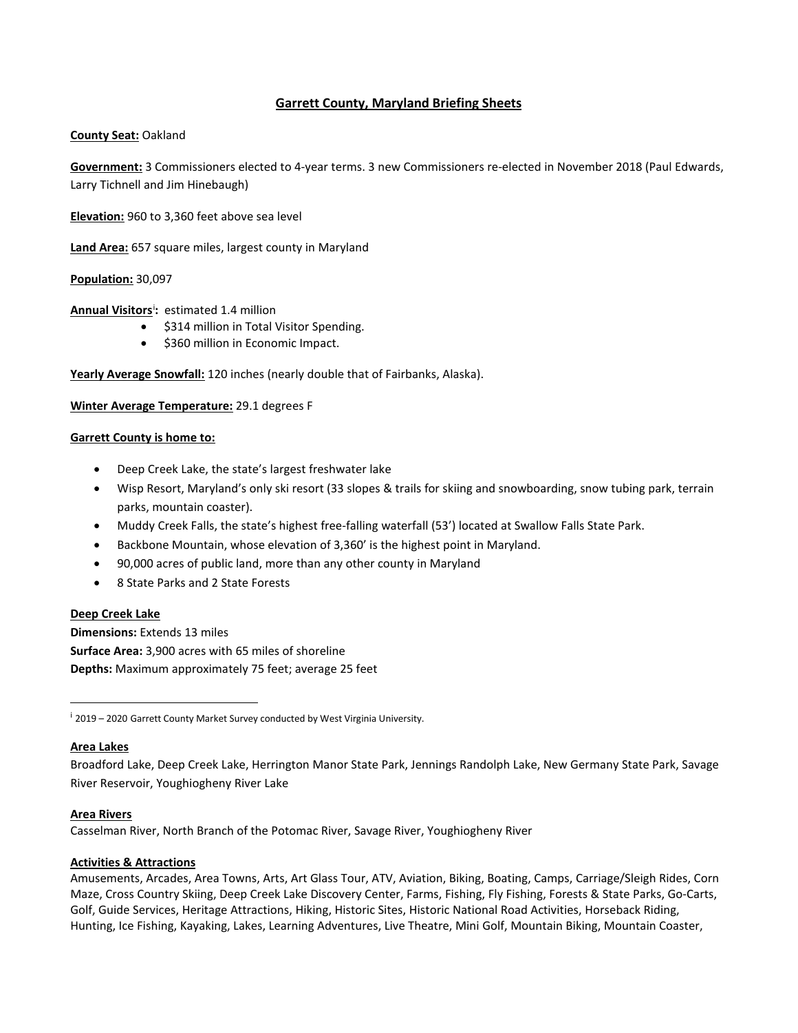# Garrett County, Maryland Briefing Sheets

**County Seat:** Oakland

**Government:** 3 Commissioners elected to 4-year terms. 3 new Commissioners re-elected in November 2018 (Paul Edwards, Larry Tichnell and Jim Hinebaugh)

**Elevation:** 960 to 3,360 feet above sea level

**Land Area:** 657 square miles, largest county in Maryland

**Population:** 30,097

**Annual Visitors**[i]**:** estimated 1.4 million

- $314 million in Total Visitor Spending.
- $360 million in Economic Impact.

**Yearly Average Snowfall:** 120 inches (nearly double that of Fairbanks, Alaska).

**Winter Average Temperature:** 29.1 degrees F

**Garrett County is home to:**

- Deep Creek Lake, the state's largest freshwater lake
- Wisp Resort, Maryland's only ski resort (33 slopes & trails for skiing and snowboarding, snow tubing park, terrain parks, mountain coaster).
- Muddy Creek Falls, the state's highest free-falling waterfall (53') located at Swallow Falls State Park.
- Backbone Mountain, whose elevation of 3,360' is the highest point in Maryland.
- 90,000 acres of public land, more than any other county in Maryland
- 8 State Parks and 2 State Forests

**Deep Creek Lake**

**Dimensions:** Extends 13 miles

**Surface Area:** 3,900 acres with 65 miles of shoreline

**Depths:** Maximum approximately 75 feet; average 25 feet

[i] 2019 – 2020 Garrett County Market Survey conducted by West Virginia University.

**Area Lakes**

Broadford Lake, Deep Creek Lake, Herrington Manor State Park, Jennings Randolph Lake, New Germany State Park, Savage River Reservoir, Youghiogheny River Lake

**Area Rivers**

Casselman River, North Branch of the Potomac River, Savage River, Youghiogheny River

**Activities & Attractions**

Amusements, Arcades, Area Towns, Arts, Art Glass Tour, ATV, Aviation, Biking, Boating, Camps, Carriage/Sleigh Rides, Corn Maze, Cross Country Skiing, Deep Creek Lake Discovery Center, Farms, Fishing, Fly Fishing, Forests & State Parks, Go-Carts, Golf, Guide Services, Heritage Attractions, Hiking, Historic Sites, Historic National Road Activities, Horseback Riding, Hunting, Ice Fishing, Kayaking, Lakes, Learning Adventures, Live Theatre, Mini Golf, Mountain Biking, Mountain Coaster,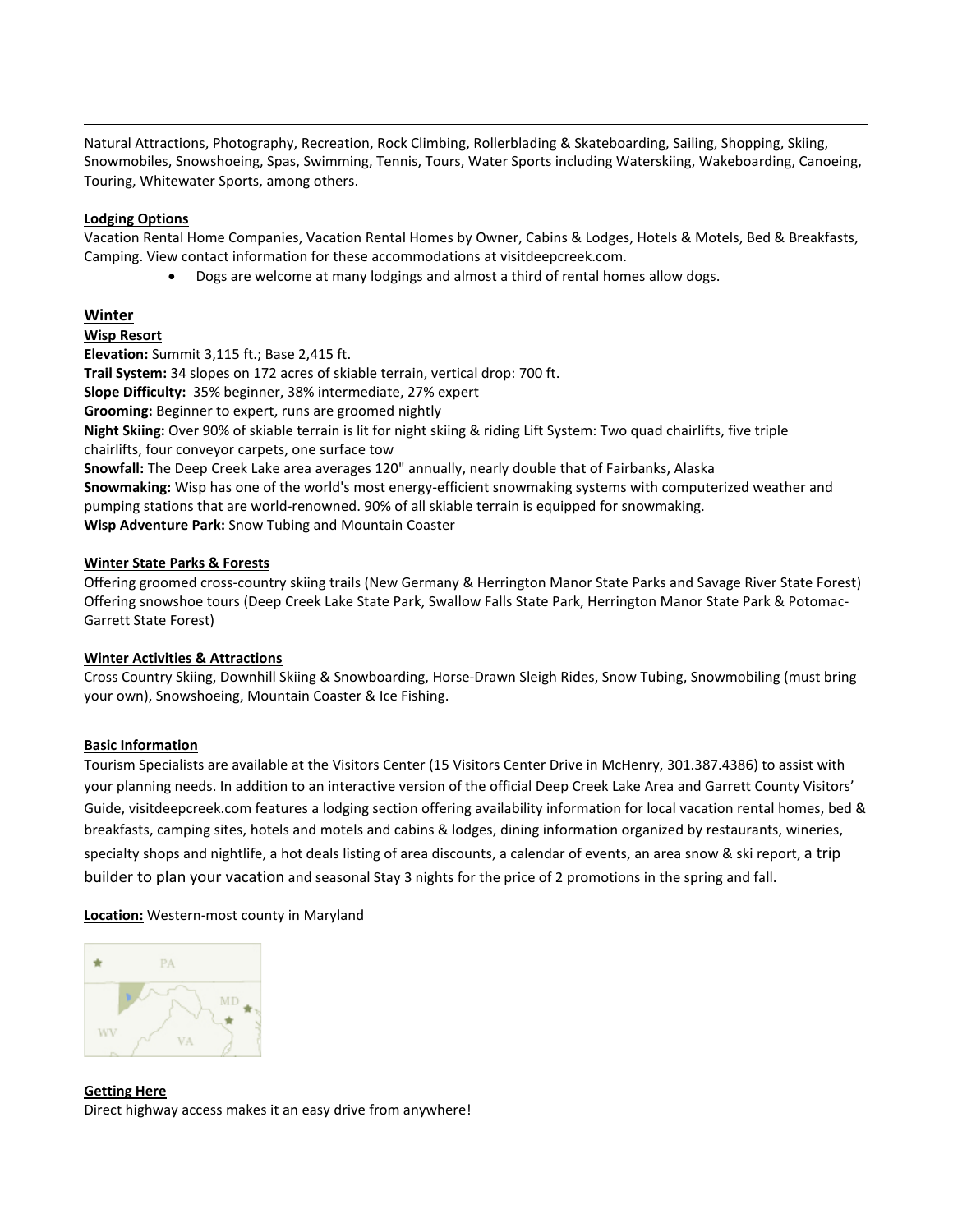Natural Attractions, Photography, Recreation, Rock Climbing, Rollerblading & Skateboarding, Sailing, Shopping, Skiing, Snowmobiles, Snowshoeing, Spas, Swimming, Tennis, Tours, Water Sports including Waterskiing, Wakeboarding, Canoeing, Touring, Whitewater Sports, among others.

**Lodging Options**

Vacation Rental Home Companies, Vacation Rental Homes by Owner, Cabins & Lodges, Hotels & Motels, Bed & Breakfasts, Camping. View contact information for these accommodations at visitdeepcreek.com.

- Dogs are welcome at many lodgings and almost a third of rental homes allow dogs.

## Winter

**Wisp Resort**

**Elevation:** Summit 3,115 ft.; Base 2,415 ft.
**Trail System:** 34 slopes on 172 acres of skiable terrain, vertical drop: 700 ft.
**Slope Difficulty:** 35% beginner, 38% intermediate, 27% expert
**Grooming:** Beginner to expert, runs are groomed nightly
**Night Skiing:** Over 90% of skiable terrain is lit for night skiing & riding Lift System: Two quad chairlifts, five triple chairlifts, four conveyor carpets, one surface tow
**Snowfall:** The Deep Creek Lake area averages 120" annually, nearly double that of Fairbanks, Alaska
**Snowmaking:** Wisp has one of the world's most energy-efficient snowmaking systems with computerized weather and pumping stations that are world-renowned. 90% of all skiable terrain is equipped for snowmaking.
**Wisp Adventure Park:** Snow Tubing and Mountain Coaster

**Winter State Parks & Forests**

Offering groomed cross-country skiing trails (New Germany & Herrington Manor State Parks and Savage River State Forest)
Offering snowshoe tours (Deep Creek Lake State Park, Swallow Falls State Park, Herrington Manor State Park & Potomac-Garrett State Forest)

**Winter Activities & Attractions**

Cross Country Skiing, Downhill Skiing & Snowboarding, Horse-Drawn Sleigh Rides, Snow Tubing, Snowmobiling (must bring your own), Snowshoeing, Mountain Coaster & Ice Fishing.

**Basic Information**

Tourism Specialists are available at the Visitors Center (15 Visitors Center Drive in McHenry, 301.387.4386) to assist with your planning needs. In addition to an interactive version of the official Deep Creek Lake Area and Garrett County Visitors' Guide, visitdeepcreek.com features a lodging section offering availability information for local vacation rental homes, bed & breakfasts, camping sites, hotels and motels and cabins & lodges, dining information organized by restaurants, wineries, specialty shops and nightlife, a hot deals listing of area discounts, a calendar of events, an area snow & ski report, a trip builder to plan your vacation and seasonal Stay 3 nights for the price of 2 promotions in the spring and fall.

**Location:** Western-most county in Maryland

**Getting Here**

Direct highway access makes it an easy drive from anywhere!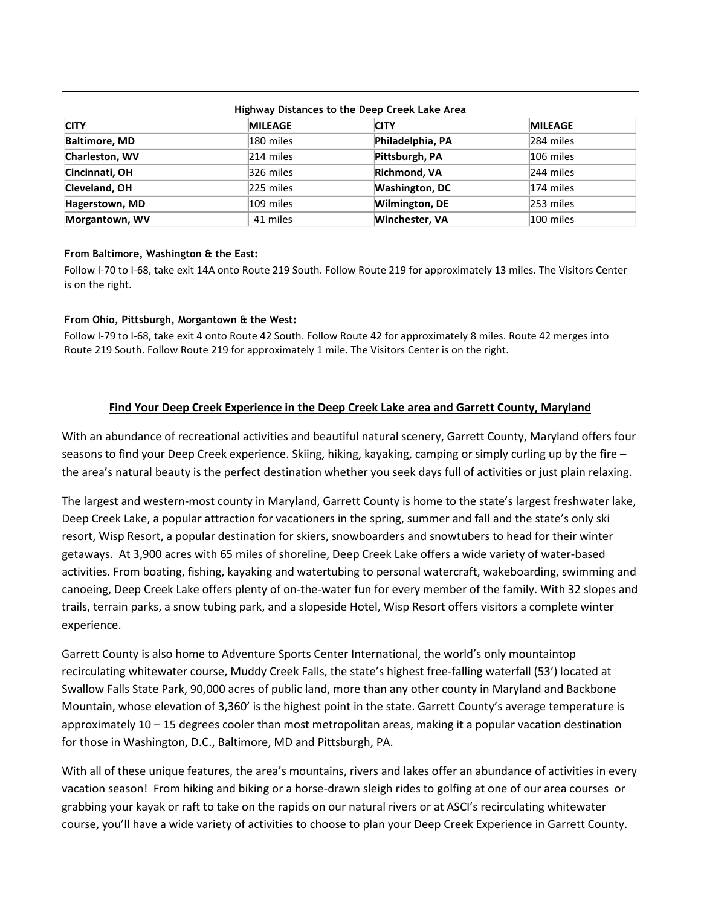**Highway Distances to the Deep Creek Lake Area**

| CITY | MILEAGE | CITY | MILEAGE |
|---|---|---|---|
| **Baltimore, MD** | 180 miles | **Philadelphia, PA** | 284 miles |
| **Charleston, WV** | 214 miles | **Pittsburgh, PA** | 106 miles |
| **Cincinnati, OH** | 326 miles | **Richmond, VA** | 244 miles |
| **Cleveland, OH** | 225 miles | **Washington, DC** | 174 miles |
| **Hagerstown, MD** | 109 miles | **Wilmington, DE** | 253 miles |
| **Morgantown, WV** | 41 miles | **Winchester, VA** | 100 miles |

**From Baltimore, Washington & the East:**

Follow I-70 to I-68, take exit 14A onto Route 219 South. Follow Route 219 for approximately 13 miles. The Visitors Center is on the right.

**From Ohio, Pittsburgh, Morgantown & the West:**

Follow I-79 to I-68, take exit 4 onto Route 42 South. Follow Route 42 for approximately 8 miles. Route 42 merges into Route 219 South. Follow Route 219 for approximately 1 mile. The Visitors Center is on the right.

## Find Your Deep Creek Experience in the Deep Creek Lake area and Garrett County, Maryland

With an abundance of recreational activities and beautiful natural scenery, Garrett County, Maryland offers four seasons to find your Deep Creek experience. Skiing, hiking, kayaking, camping or simply curling up by the fire – the area's natural beauty is the perfect destination whether you seek days full of activities or just plain relaxing.

The largest and western-most county in Maryland, Garrett County is home to the state's largest freshwater lake, Deep Creek Lake, a popular attraction for vacationers in the spring, summer and fall and the state's only ski resort, Wisp Resort, a popular destination for skiers, snowboarders and snowtubers to head for their winter getaways. At 3,900 acres with 65 miles of shoreline, Deep Creek Lake offers a wide variety of water-based activities. From boating, fishing, kayaking and watertubing to personal watercraft, wakeboarding, swimming and canoeing, Deep Creek Lake offers plenty of on-the-water fun for every member of the family. With 32 slopes and trails, terrain parks, a snow tubing park, and a slopeside Hotel, Wisp Resort offers visitors a complete winter experience.

Garrett County is also home to Adventure Sports Center International, the world's only mountaintop recirculating whitewater course, Muddy Creek Falls, the state's highest free-falling waterfall (53') located at Swallow Falls State Park, 90,000 acres of public land, more than any other county in Maryland and Backbone Mountain, whose elevation of 3,360' is the highest point in the state. Garrett County's average temperature is approximately 10 – 15 degrees cooler than most metropolitan areas, making it a popular vacation destination for those in Washington, D.C., Baltimore, MD and Pittsburgh, PA.

With all of these unique features, the area's mountains, rivers and lakes offer an abundance of activities in every vacation season! From hiking and biking or a horse-drawn sleigh rides to golfing at one of our area courses or grabbing your kayak or raft to take on the rapids on our natural rivers or at ASCI's recirculating whitewater course, you'll have a wide variety of activities to choose to plan your Deep Creek Experience in Garrett County.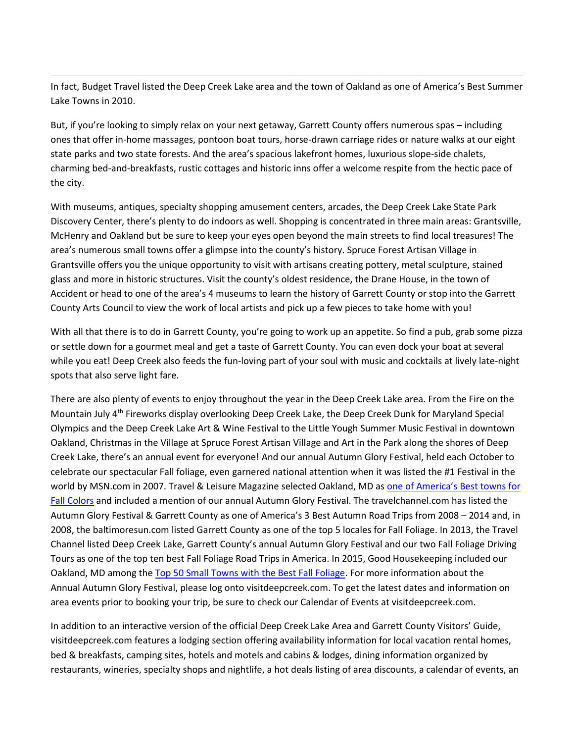In fact, Budget Travel listed the Deep Creek Lake area and the town of Oakland as one of America's Best Summer Lake Towns in 2010.

But, if you're looking to simply relax on your next getaway, Garrett County offers numerous spas – including ones that offer in-home massages, pontoon boat tours, horse-drawn carriage rides or nature walks at our eight state parks and two state forests. And the area's spacious lakefront homes, luxurious slope-side chalets, charming bed-and-breakfasts, rustic cottages and historic inns offer a welcome respite from the hectic pace of the city.

With museums, antiques, specialty shopping amusement centers, arcades, the Deep Creek Lake State Park Discovery Center, there's plenty to do indoors as well. Shopping is concentrated in three main areas: Grantsville, McHenry and Oakland but be sure to keep your eyes open beyond the main streets to find local treasures! The area's numerous small towns offer a glimpse into the county's history. Spruce Forest Artisan Village in Grantsville offers you the unique opportunity to visit with artisans creating pottery, metal sculpture, stained glass and more in historic structures. Visit the county's oldest residence, the Drane House, in the town of Accident or head to one of the area's 4 museums to learn the history of Garrett County or stop into the Garrett County Arts Council to view the work of local artists and pick up a few pieces to take home with you!

With all that there is to do in Garrett County, you're going to work up an appetite. So find a pub, grab some pizza or settle down for a gourmet meal and get a taste of Garrett County. You can even dock your boat at several while you eat! Deep Creek also feeds the fun-loving part of your soul with music and cocktails at lively late-night spots that also serve light fare.

There are also plenty of events to enjoy throughout the year in the Deep Creek Lake area. From the Fire on the Mountain July 4th Fireworks display overlooking Deep Creek Lake, the Deep Creek Dunk for Maryland Special Olympics and the Deep Creek Lake Art & Wine Festival to the Little Yough Summer Music Festival in downtown Oakland, Christmas in the Village at Spruce Forest Artisan Village and Art in the Park along the shores of Deep Creek Lake, there's an annual event for everyone! And our annual Autumn Glory Festival, held each October to celebrate our spectacular Fall foliage, even garnered national attention when it was listed the #1 Festival in the world by MSN.com in 2007. Travel & Leisure Magazine selected Oakland, MD as [one of America's Best towns for Fall Colors]() and included a mention of our annual Autumn Glory Festival. The travelchannel.com has listed the Autumn Glory Festival & Garrett County as one of America's 3 Best Autumn Road Trips from 2008 – 2014 and, in 2008, the baltimoresun.com listed Garrett County as one of the top 5 locales for Fall Foliage. In 2013, the Travel Channel listed Deep Creek Lake, Garrett County's annual Autumn Glory Festival and our two Fall Foliage Driving Tours as one of the top ten best Fall Foliage Road Trips in America. In 2015, Good Housekeeping included our Oakland, MD among the [Top 50 Small Towns with the Best Fall Foliage](). For more information about the Annual Autumn Glory Festival, please log onto visitdeepcreek.com. To get the latest dates and information on area events prior to booking your trip, be sure to check our Calendar of Events at visitdeepcreek.com.

In addition to an interactive version of the official Deep Creek Lake Area and Garrett County Visitors' Guide, visitdeepcreek.com features a lodging section offering availability information for local vacation rental homes, bed & breakfasts, camping sites, hotels and motels and cabins & lodges, dining information organized by restaurants, wineries, specialty shops and nightlife, a hot deals listing of area discounts, a calendar of events, an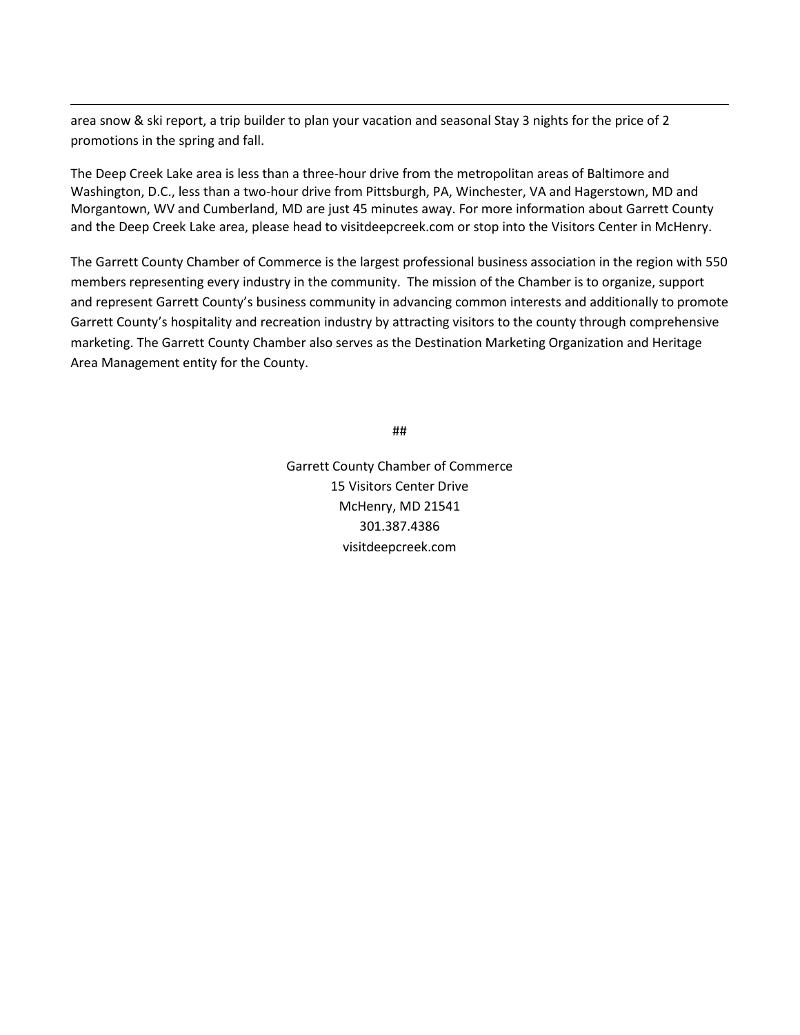area snow & ski report, a trip builder to plan your vacation and seasonal Stay 3 nights for the price of 2 promotions in the spring and fall.

The Deep Creek Lake area is less than a three-hour drive from the metropolitan areas of Baltimore and Washington, D.C., less than a two-hour drive from Pittsburgh, PA, Winchester, VA and Hagerstown, MD and Morgantown, WV and Cumberland, MD are just 45 minutes away. For more information about Garrett County and the Deep Creek Lake area, please head to visitdeepcreek.com or stop into the Visitors Center in McHenry.

The Garrett County Chamber of Commerce is the largest professional business association in the region with 550 members representing every industry in the community. The mission of the Chamber is to organize, support and represent Garrett County's business community in advancing common interests and additionally to promote Garrett County's hospitality and recreation industry by attracting visitors to the county through comprehensive marketing. The Garrett County Chamber also serves as the Destination Marketing Organization and Heritage Area Management entity for the County.

##

Garrett County Chamber of Commerce
15 Visitors Center Drive
McHenry, MD 21541
301.387.4386
visitdeepcreek.com